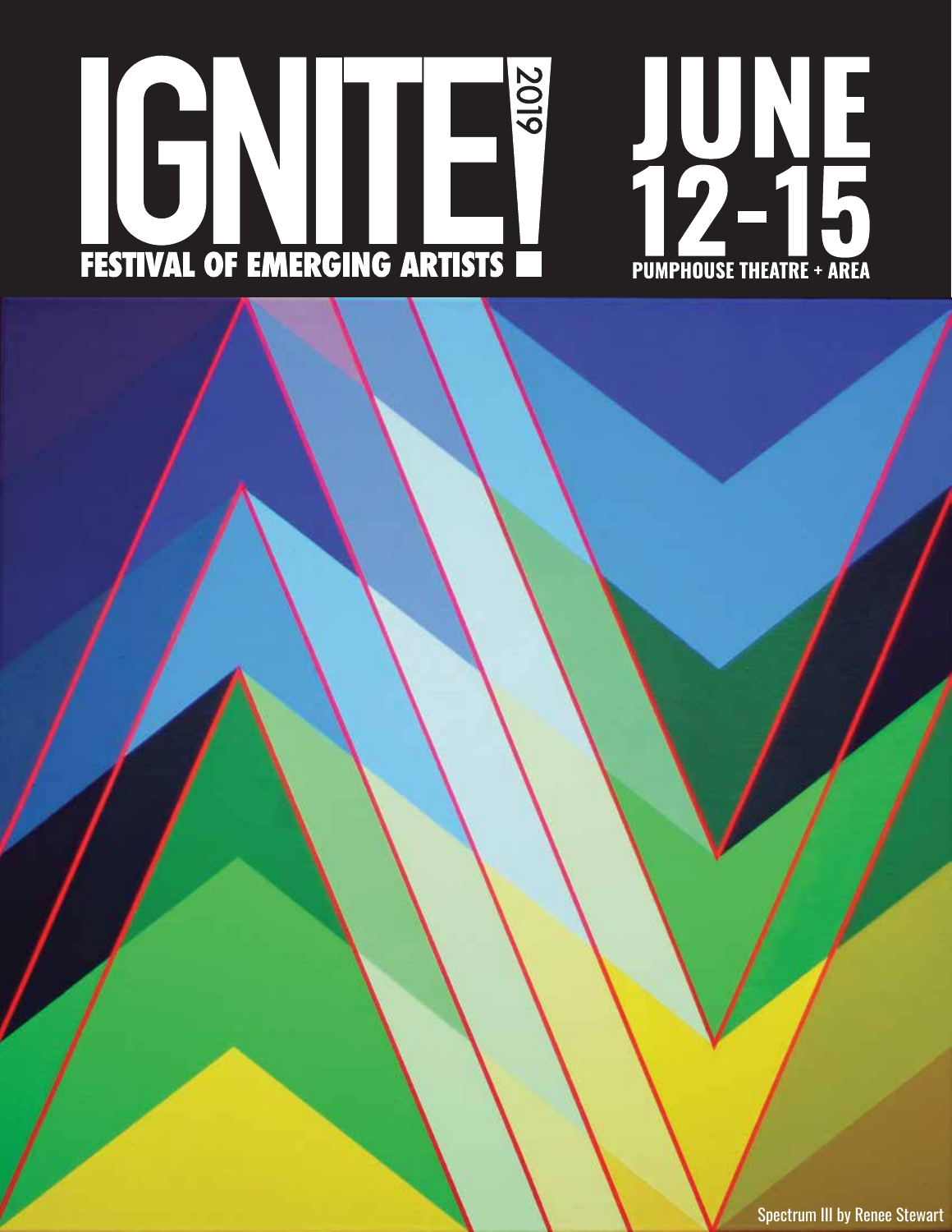# IGNITE! 2019

## FESTIVAL OF EMERGING ARTISTS

# JUNE 12-15

**PUMPHOUSE THEATRE + AREA**

Spectrum III by Renee Stewart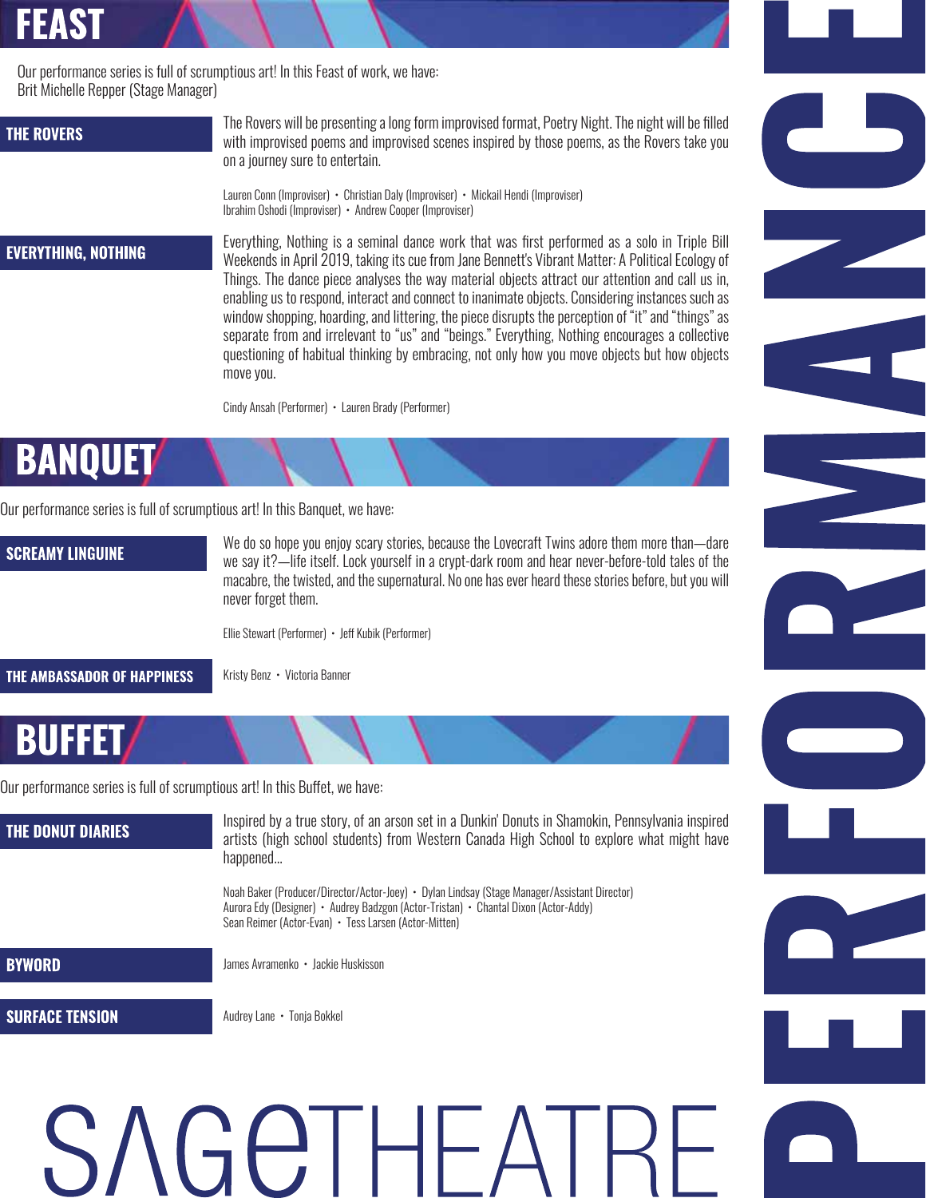# FEAST

Our performance series is full of scrumptious art! In this Feast of work, we have:
Brit Michelle Repper (Stage Manager)

## THE ROVERS

The Rovers will be presenting a long form improvised format, Poetry Night. The night will be filled with improvised poems and improvised scenes inspired by those poems, as the Rovers take you on a journey sure to entertain.

Lauren Conn (Improviser) • Christian Daly (Improviser) • Mickail Hendi (Improviser)
Ibrahim Oshodi (Improviser) • Andrew Cooper (Improviser)

## EVERYTHING, NOTHING

Everything, Nothing is a seminal dance work that was first performed as a solo in Triple Bill Weekends in April 2019, taking its cue from Jane Bennett's Vibrant Matter: A Political Ecology of Things. The dance piece analyses the way material objects attract our attention and call us in, enabling us to respond, interact and connect to inanimate objects. Considering instances such as window shopping, hoarding, and littering, the piece disrupts the perception of "it" and "things" as separate from and irrelevant to "us" and "beings." Everything, Nothing encourages a collective questioning of habitual thinking by embracing, not only how you move objects but how objects move you.

Cindy Ansah (Performer) • Lauren Brady (Performer)

# BANQUET

Our performance series is full of scrumptious art! In this Banquet, we have:

## SCREAMY LINGUINE

We do so hope you enjoy scary stories, because the Lovecraft Twins adore them more than—dare we say it?—life itself. Lock yourself in a crypt-dark room and hear never-before-told tales of the macabre, the twisted, and the supernatural. No one has ever heard these stories before, but you will never forget them.

Ellie Stewart (Performer) • Jeff Kubik (Performer)

## THE AMBASSADOR OF HAPPINESS

Kristy Benz • Victoria Banner

# BUFFET

Our performance series is full of scrumptious art! In this Buffet, we have:

## THE DONUT DIARIES

Inspired by a true story, of an arson set in a Dunkin' Donuts in Shamokin, Pennsylvania inspired artists (high school students) from Western Canada High School to explore what might have happened...

Noah Baker (Producer/Director/Actor-Joey) • Dylan Lindsay (Stage Manager/Assistant Director)
Aurora Edy (Designer) • Audrey Badzgon (Actor-Tristan) • Chantal Dixon (Actor-Addy)
Sean Reimer (Actor-Evan) • Tess Larsen (Actor-Mitten)

## BYWORD

James Avramenko • Jackie Huskisson

## SURFACE TENSION

Audrey Lane • Tonja Bokkel

SAGETHEATRE

PERFORMANCE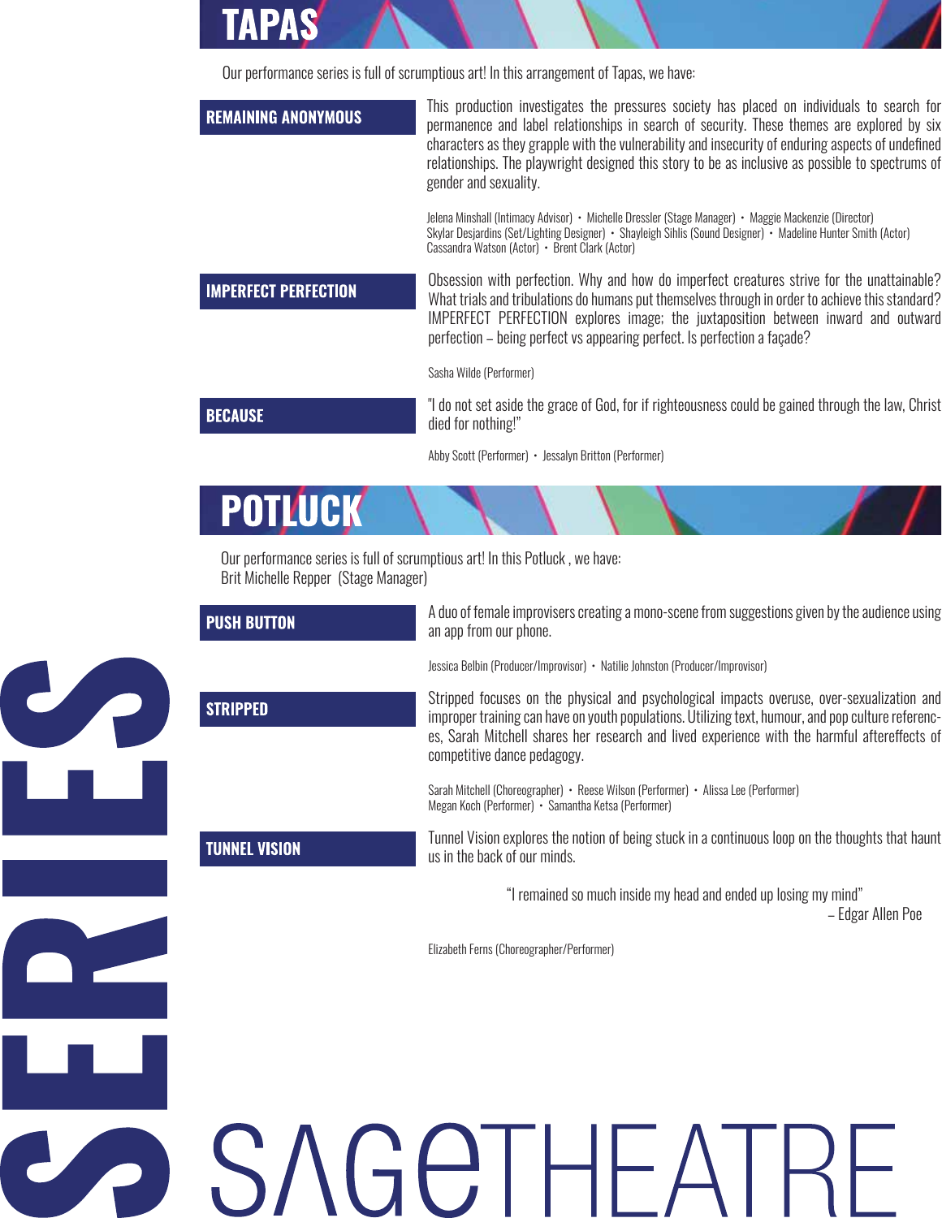# TAPAS

Our performance series is full of scrumptious art! In this arrangement of Tapas, we have:

## REMAINING ANONYMOUS

This production investigates the pressures society has placed on individuals to search for permanence and label relationships in search of security. These themes are explored by six characters as they grapple with the vulnerability and insecurity of enduring aspects of undefined relationships. The playwright designed this story to be as inclusive as possible to spectrums of gender and sexuality.

Jelena Minshall (Intimacy Advisor) • Michelle Dressler (Stage Manager) • Maggie Mackenzie (Director)
Skylar Desjardins (Set/Lighting Designer) • Shayleigh Sihlis (Sound Designer) • Madeline Hunter Smith (Actor)
Cassandra Watson (Actor) • Brent Clark (Actor)

## IMPERFECT PERFECTION

Obsession with perfection. Why and how do imperfect creatures strive for the unattainable? What trials and tribulations do humans put themselves through in order to achieve this standard? IMPERFECT PERFECTION explores image; the juxtaposition between inward and outward perfection – being perfect vs appearing perfect. Is perfection a façade?

Sasha Wilde (Performer)

## BECAUSE

"I do not set aside the grace of God, for if righteousness could be gained through the law, Christ died for nothing!"

Abby Scott (Performer) • Jessalyn Britton (Performer)

# POTLUCK

Our performance series is full of scrumptious art! In this Potluck , we have:
Brit Michelle Repper (Stage Manager)

## PUSH BUTTON

A duo of female improvisers creating a mono-scene from suggestions given by the audience using an app from our phone.

Jessica Belbin (Producer/Improvisor) • Natilie Johnston (Producer/Improvisor)

## STRIPPED

Stripped focuses on the physical and psychological impacts overuse, over-sexualization and improper training can have on youth populations. Utilizing text, humour, and pop culture references, Sarah Mitchell shares her research and lived experience with the harmful aftereffects of competitive dance pedagogy.

Sarah Mitchell (Choreographer) • Reese Wilson (Performer) • Alissa Lee (Performer)
Megan Koch (Performer) • Samantha Ketsa (Performer)

## TUNNEL VISION

Tunnel Vision explores the notion of being stuck in a continuous loop on the thoughts that haunt us in the back of our minds.

"I remained so much inside my head and ended up losing my mind"
– Edgar Allen Poe

Elizabeth Ferns (Choreographer/Performer)

SERIES

SAGE THEATRE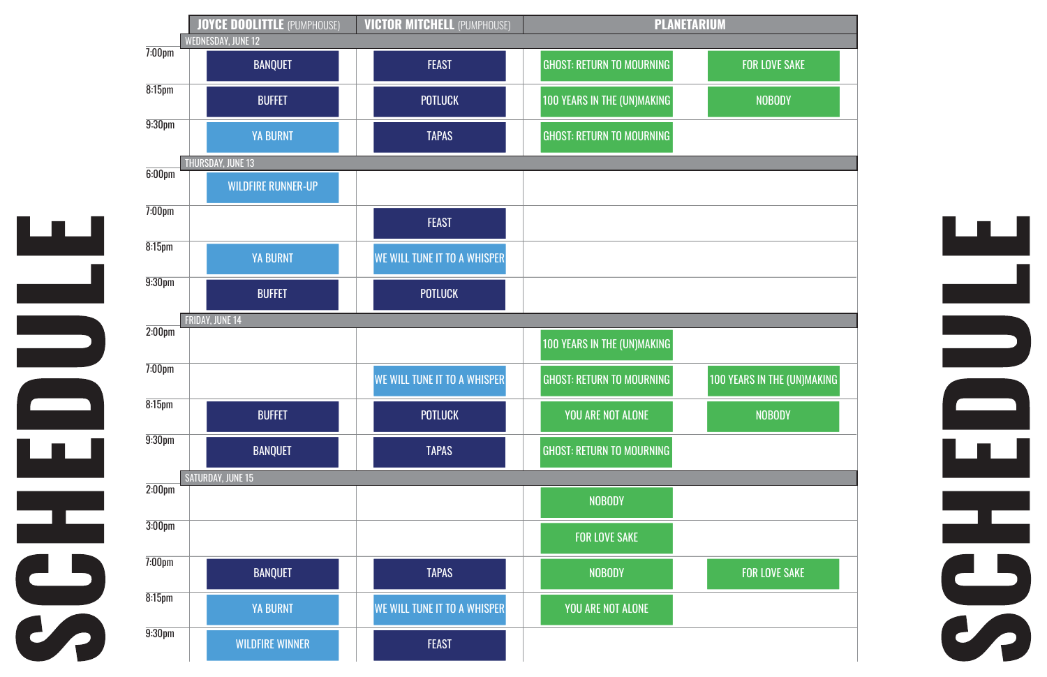# SCHEDULE

| | JOYCE DOOLITTLE (PUMPHOUSE) | VICTOR MITCHELL (PUMPHOUSE) | PLANETARIUM | |
|---|---|---|---|---|
| **WEDNESDAY, JUNE 12** | | | | |
| 7:00pm | BANQUET | FEAST | GHOST: RETURN TO MOURNING | FOR LOVE SAKE |
| 8:15pm | BUFFET | POTLUCK | 100 YEARS IN THE (UN)MAKING | NOBODY |
| 9:30pm | YA BURNT | TAPAS | GHOST: RETURN TO MOURNING | |
| **THURSDAY, JUNE 13** | | | | |
| 6:00pm | WILDFIRE RUNNER-UP | | | |
| 7:00pm | | FEAST | | |
| 8:15pm | YA BURNT | WE WILL TUNE IT TO A WHISPER | | |
| 9:30pm | BUFFET | POTLUCK | | |
| **FRIDAY, JUNE 14** | | | | |
| 2:00pm | | | 100 YEARS IN THE (UN)MAKING | |
| 7:00pm | | WE WILL TUNE IT TO A WHISPER | GHOST: RETURN TO MOURNING | 100 YEARS IN THE (UN)MAKING |
| 8:15pm | BUFFET | POTLUCK | YOU ARE NOT ALONE | NOBODY |
| 9:30pm | BANQUET | TAPAS | GHOST: RETURN TO MOURNING | |
| **SATURDAY, JUNE 15** | | | | |
| 2:00pm | | | NOBODY | |
| 3:00pm | | | FOR LOVE SAKE | |
| 7:00pm | BANQUET | TAPAS | NOBODY | FOR LOVE SAKE |
| 8:15pm | YA BURNT | WE WILL TUNE IT TO A WHISPER | YOU ARE NOT ALONE | |
| 9:30pm | WILDFIRE WINNER | FEAST | | |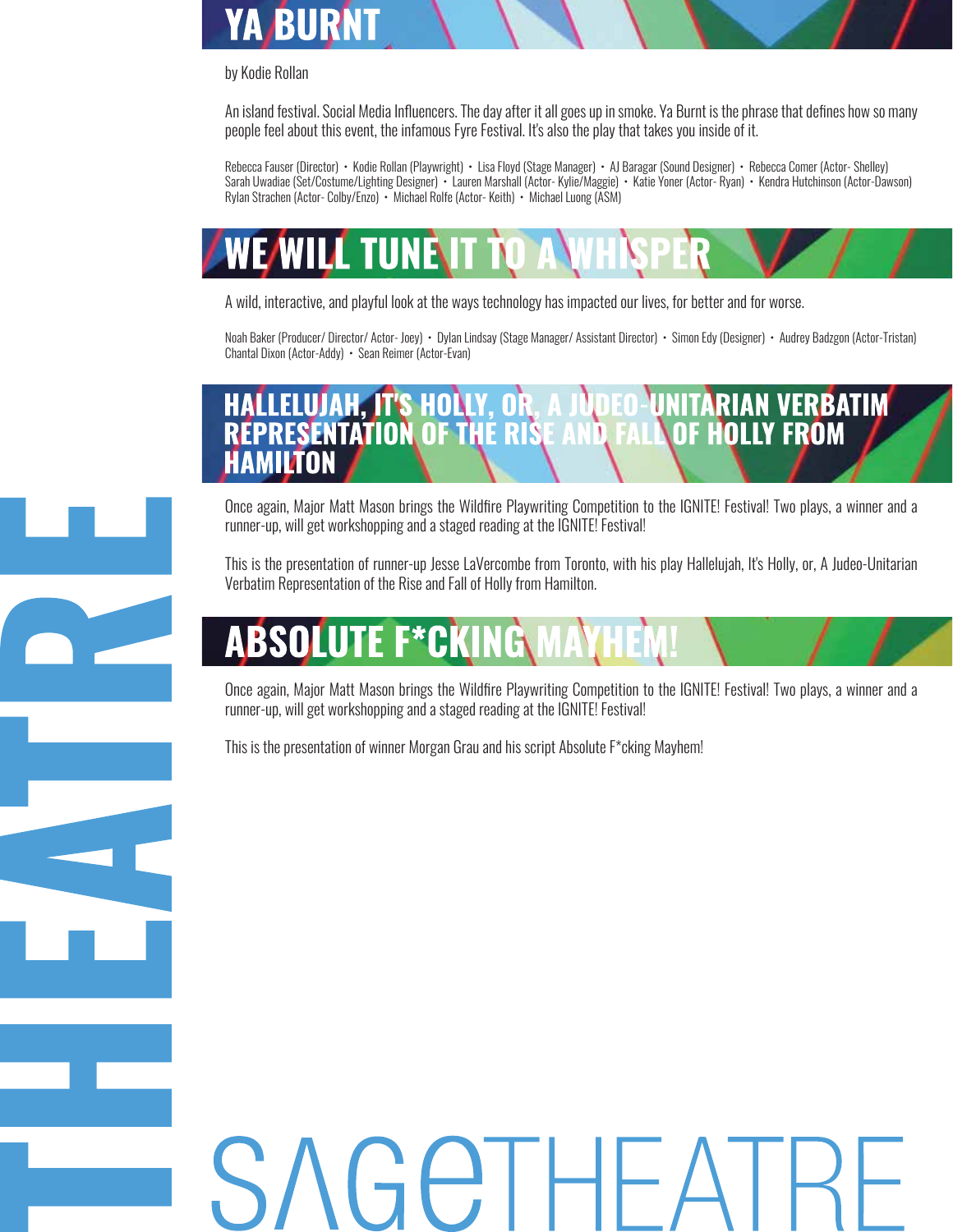## YA BURNT

by Kodie Rollan

An island festival. Social Media Influencers. The day after it all goes up in smoke. Ya Burnt is the phrase that defines how so many people feel about this event, the infamous Fyre Festival. It's also the play that takes you inside of it.

Rebecca Fauser (Director) • Kodie Rollan (Playwright) • Lisa Floyd (Stage Manager) • AJ Baragar (Sound Designer) • Rebecca Comer (Actor- Shelley) Sarah Uwadiae (Set/Costume/Lighting Designer) • Lauren Marshall (Actor- Kylie/Maggie) • Katie Yoner (Actor- Ryan) • Kendra Hutchinson (Actor-Dawson) Rylan Strachen (Actor- Colby/Enzo) • Michael Rolfe (Actor- Keith) • Michael Luong (ASM)

## WE WILL TUNE IT TO A WHISPER

A wild, interactive, and playful look at the ways technology has impacted our lives, for better and for worse.

Noah Baker (Producer/ Director/ Actor- Joey) • Dylan Lindsay (Stage Manager/ Assistant Director) • Simon Edy (Designer) • Audrey Badzgon (Actor-Tristan) Chantal Dixon (Actor-Addy) • Sean Reimer (Actor-Evan)

## HALLELUJAH, IT'S HOLLY, OR, A JUDEO-UNITARIAN VERBATIM REPRESENTATION OF THE RISE AND FALL OF HOLLY FROM HAMILTON

Once again, Major Matt Mason brings the Wildfire Playwriting Competition to the IGNITE! Festival! Two plays, a winner and a runner-up, will get workshopping and a staged reading at the IGNITE! Festival!

This is the presentation of runner-up Jesse LaVercombe from Toronto, with his play Hallelujah, It's Holly, or, A Judeo-Unitarian Verbatim Representation of the Rise and Fall of Holly from Hamilton.

## ABSOLUTE F*CKING MAYHEM!

Once again, Major Matt Mason brings the Wildfire Playwriting Competition to the IGNITE! Festival! Two plays, a winner and a runner-up, will get workshopping and a staged reading at the IGNITE! Festival!

This is the presentation of winner Morgan Grau and his script Absolute F*cking Mayhem!

THEATRE

SAGE THEATRE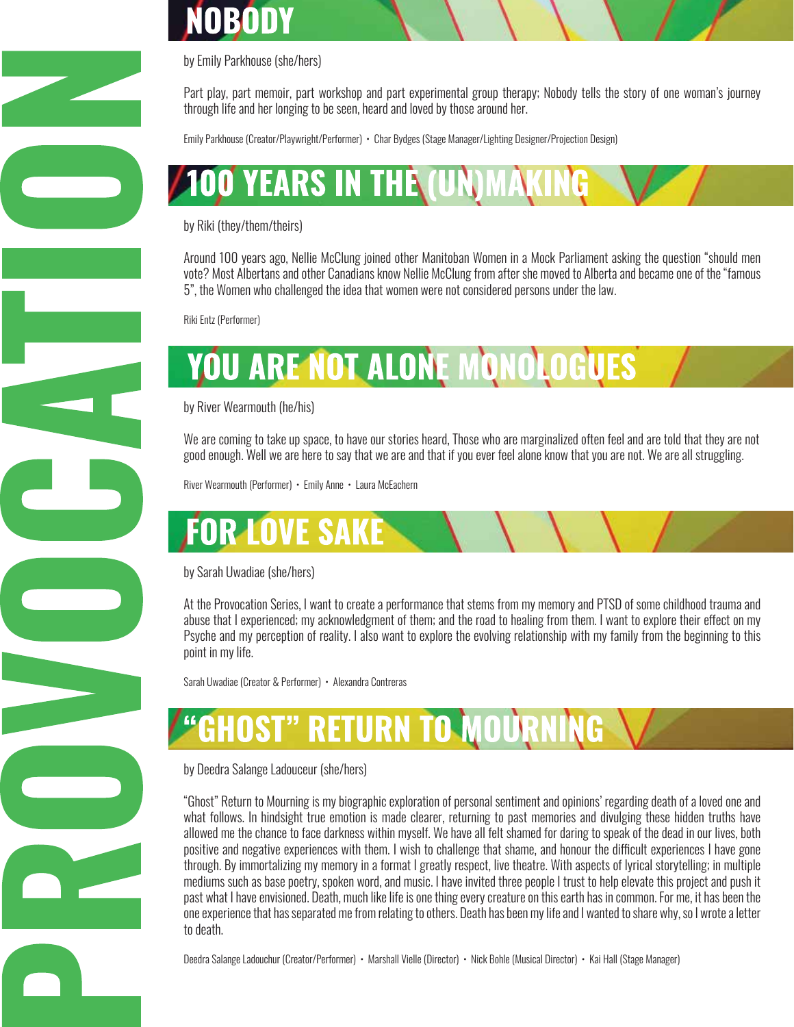# PROVOCATION

## NOBODY

by Emily Parkhouse (she/hers)

Part play, part memoir, part workshop and part experimental group therapy; Nobody tells the story of one woman's journey through life and her longing to be seen, heard and loved by those around her.

Emily Parkhouse (Creator/Playwright/Performer) • Char Bydges (Stage Manager/Lighting Designer/Projection Design)

## 100 YEARS IN THE (UN)MAKING

by Riki (they/them/theirs)

Around 100 years ago, Nellie McClung joined other Manitoban Women in a Mock Parliament asking the question "should men vote? Most Albertans and other Canadians know Nellie McClung from after she moved to Alberta and became one of the "famous 5", the Women who challenged the idea that women were not considered persons under the law.

Riki Entz (Performer)

## YOU ARE NOT ALONE MONOLOGUES

by River Wearmouth (he/his)

We are coming to take up space, to have our stories heard, Those who are marginalized often feel and are told that they are not good enough. Well we are here to say that we are and that if you ever feel alone know that you are not. We are all struggling.

River Wearmouth (Performer) • Emily Anne • Laura McEachern

## FOR LOVE SAKE

by Sarah Uwadiae (she/hers)

At the Provocation Series, I want to create a performance that stems from my memory and PTSD of some childhood trauma and abuse that I experienced; my acknowledgment of them; and the road to healing from them. I want to explore their effect on my Psyche and my perception of reality. I also want to explore the evolving relationship with my family from the beginning to this point in my life.

Sarah Uwadiae (Creator & Performer) • Alexandra Contreras

## "GHOST" RETURN TO MOURNING

by Deedra Salange Ladouceur (she/hers)

"Ghost" Return to Mourning is my biographic exploration of personal sentiment and opinions' regarding death of a loved one and what follows. In hindsight true emotion is made clearer, returning to past memories and divulging these hidden truths have allowed me the chance to face darkness within myself. We have all felt shamed for daring to speak of the dead in our lives, both positive and negative experiences with them. I wish to challenge that shame, and honour the difficult experiences I have gone through. By immortalizing my memory in a format I greatly respect, live theatre. With aspects of lyrical storytelling; in multiple mediums such as base poetry, spoken word, and music. I have invited three people I trust to help elevate this project and push it past what I have envisioned. Death, much like life is one thing every creature on this earth has in common. For me, it has been the one experience that has separated me from relating to others. Death has been my life and I wanted to share why, so I wrote a letter to death.

Deedra Salange Ladouchur (Creator/Performer) • Marshall Vielle (Director) • Nick Bohle (Musical Director) • Kai Hall (Stage Manager)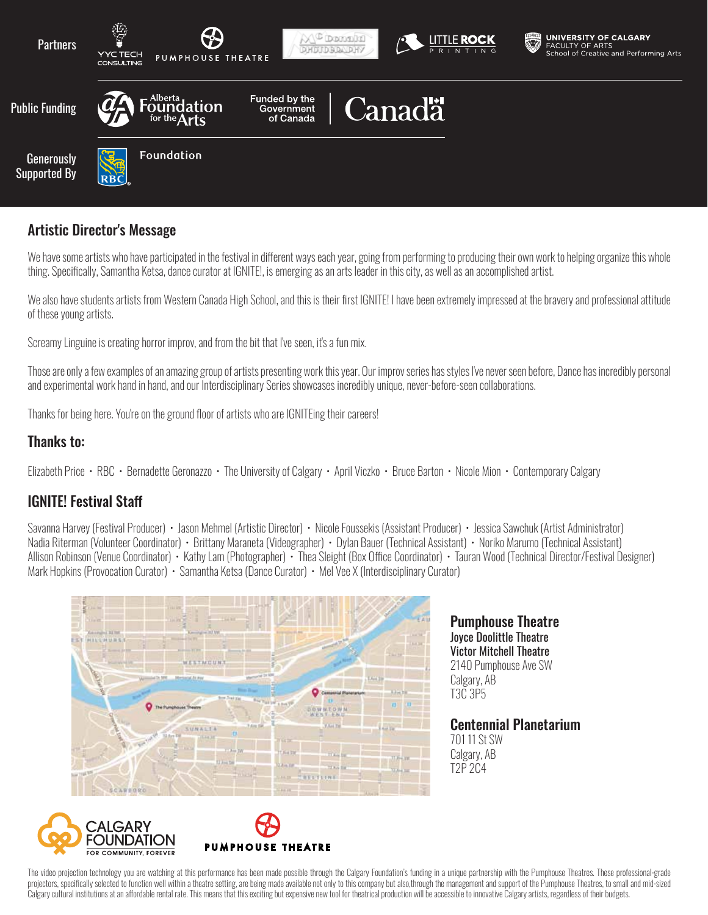Partners

YYC TECH CONSULTING · PUMPHOUSE THEATRE · McDonald Photography · LITTLE ROCK PRINTING · UNIVERSITY OF CALGARY FACULTY OF ARTS School of Creative and Performing Arts

Public Funding

Alberta Foundation for the Arts · Funded by the Government of Canada · Canada

Generously Supported By

RBC Foundation

## Artistic Director's Message

We have some artists who have participated in the festival in different ways each year, going from performing to producing their own work to helping organize this whole thing. Specifically, Samantha Ketsa, dance curator at IGNITE!, is emerging as an arts leader in this city, as well as an accomplished artist.

We also have students artists from Western Canada High School, and this is their first IGNITE! I have been extremely impressed at the bravery and professional attitude of these young artists.

Screamy Linguine is creating horror improv, and from the bit that I've seen, it's a fun mix.

Those are only a few examples of an amazing group of artists presenting work this year. Our improv series has styles I've never seen before, Dance has incredibly personal and experimental work hand in hand, and our Interdisciplinary Series showcases incredibly unique, never-before-seen collaborations.

Thanks for being here. You're on the ground floor of artists who are IGNITEing their careers!

## Thanks to:

Elizabeth Price • RBC • Bernadette Geronazzo • The University of Calgary • April Viczko • Bruce Barton • Nicole Mion • Contemporary Calgary

## IGNITE! Festival Staff

Savanna Harvey (Festival Producer) • Jason Mehmel (Artistic Director) • Nicole Foussekis (Assistant Producer) • Jessica Sawchuk (Artist Administrator)
Nadia Riterman (Volunteer Coordinator) • Brittany Maraneta (Videographer) • Dylan Bauer (Technical Assistant) • Noriko Marumo (Technical Assistant)
Allison Robinson (Venue Coordinator) • Kathy Lam (Photographer) • Thea Sleight (Box Office Coordinator) • Tauran Wood (Technical Director/Festival Designer)
Mark Hopkins (Provocation Curator) • Samantha Ketsa (Dance Curator) • Mel Vee X (Interdisciplinary Curator)

### Pumphouse Theatre
**Joyce Doolittle Theatre**
**Victor Mitchell Theatre**
2140 Pumphouse Ave SW
Calgary, AB
T3C 3P5

### Centennial Planetarium
701 11 St SW
Calgary, AB
T2P 2C4

CALGARY FOUNDATION FOR COMMUNITY, FOREVER · PUMPHOUSE THEATRE

The video projection technology you are watching at this performance has been made possible through the Calgary Foundation's funding in a unique partnership with the Pumphouse Theatres. These professional-grade projectors, specifically selected to function well within a theatre setting, are being made available not only to this company but also,through the management and support of the Pumphouse Theatres, to small and mid-sized Calgary cultural institutions at an affordable rental rate. This means that this exciting but expensive new tool for theatrical production will be accessible to innovative Calgary artists, regardless of their budgets.